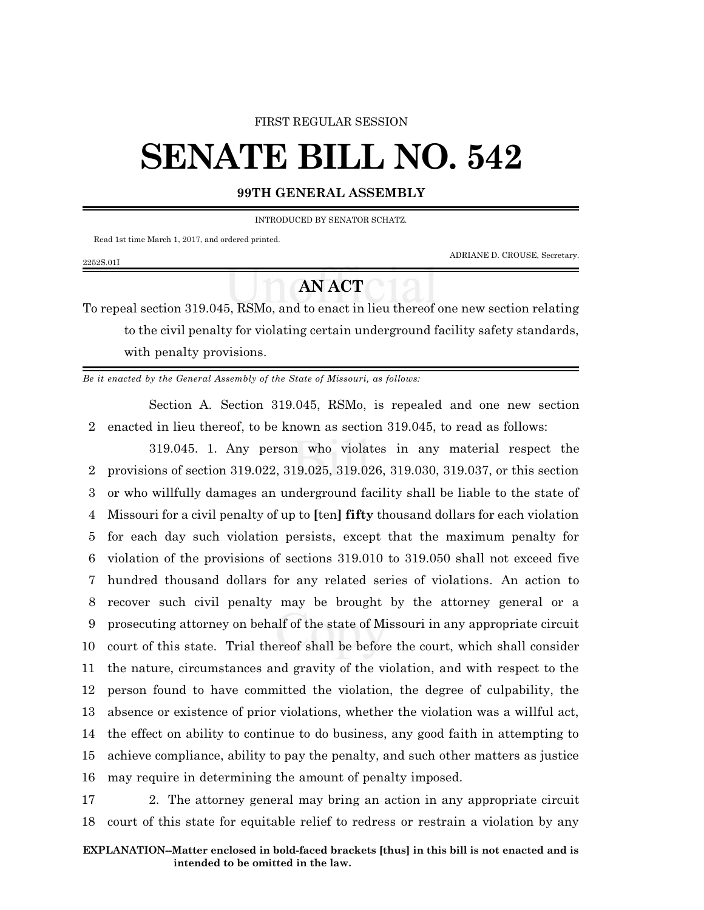FIRST REGULAR SESSION

# SENATE BILL NO. 542

## 99TH GENERAL ASSEMBLY

INTRODUCED BY SENATOR SCHATZ.

Read 1st time March 1, 2017, and ordered printed.

ADRIANE D. CROUSE, Secretary.

2252S.01I

## AN ACT

To repeal section 319.045, RSMo, and to enact in lieu thereof one new section relating to the civil penalty for violating certain underground facility safety standards, with penalty provisions.

*Be it enacted by the General Assembly of the State of Missouri, as follows:*

Section A. Section 319.045, RSMo, is repealed and one new section enacted in lieu thereof, to be known as section 319.045, to read as follows:

319.045. 1. Any person who violates in any material respect the provisions of section 319.022, 319.025, 319.026, 319.030, 319.037, or this section or who willfully damages an underground facility shall be liable to the state of Missouri for a civil penalty of up to **[**ten**]** **fifty** thousand dollars for each violation for each day such violation persists, except that the maximum penalty for violation of the provisions of sections 319.010 to 319.050 shall not exceed five hundred thousand dollars for any related series of violations. An action to recover such civil penalty may be brought by the attorney general or a prosecuting attorney on behalf of the state of Missouri in any appropriate circuit court of this state. Trial thereof shall be before the court, which shall consider the nature, circumstances and gravity of the violation, and with respect to the person found to have committed the violation, the degree of culpability, the absence or existence of prior violations, whether the violation was a willful act, the effect on ability to continue to do business, any good faith in attempting to achieve compliance, ability to pay the penalty, and such other matters as justice may require in determining the amount of penalty imposed.

2. The attorney general may bring an action in any appropriate circuit court of this state for equitable relief to redress or restrain a violation by any

**EXPLANATION–Matter enclosed in bold-faced brackets [thus] in this bill is not enacted and is intended to be omitted in the law.**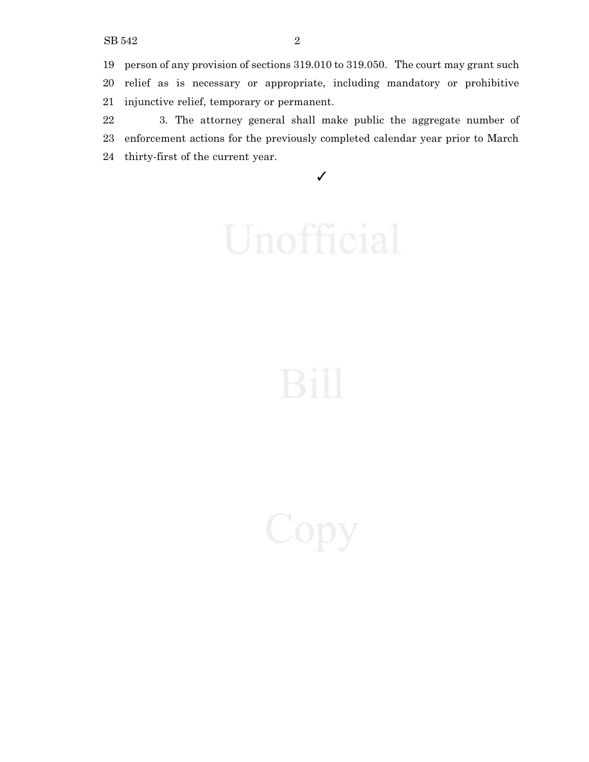person of any provision of sections 319.010 to 319.050. The court may grant such relief as is necessary or appropriate, including mandatory or prohibitive injunctive relief, temporary or permanent.

3. The attorney general shall make public the aggregate number of enforcement actions for the previously completed calendar year prior to March thirty-first of the current year.

✓